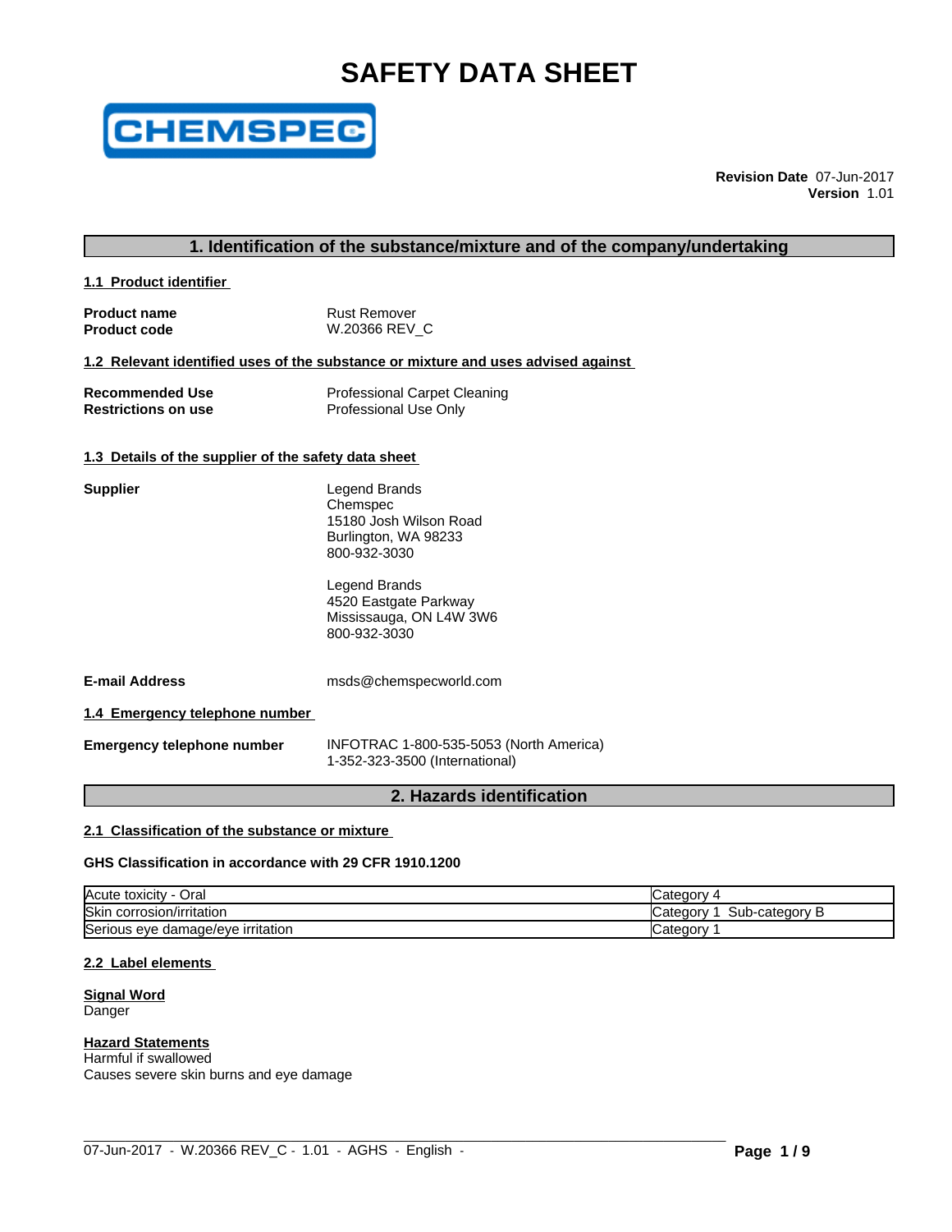# SAFETY DATA SHEET

CHEMSPEC

**Revision Date** 07-Jun-2017
**Version** 1.01

## 1. Identification of the substance/mixture and of the company/undertaking

### 1.1 Product identifier

**Product name** Rust Remover
**Product code** W.20366 REV_C

### 1.2 Relevant identified uses of the substance or mixture and uses advised against

**Recommended Use** Professional Carpet Cleaning
**Restrictions on use** Professional Use Only

### 1.3 Details of the supplier of the safety data sheet

**Supplier**

Legend Brands
Chemspec
15180 Josh Wilson Road
Burlington, WA 98233
800-932-3030

Legend Brands
4520 Eastgate Parkway
Mississauga, ON L4W 3W6
800-932-3030

**E-mail Address** msds@chemspecworld.com

### 1.4 Emergency telephone number

**Emergency telephone number** INFOTRAC 1-800-535-5053 (North America)
1-352-323-3500 (International)

## 2. Hazards identification

### 2.1 Classification of the substance or mixture

**GHS Classification in accordance with 29 CFR 1910.1200**

| | |
|---|---|
| Acute toxicity - Oral | Category 4 |
| Skin corrosion/irritation | Category 1 Sub-category B |
| Serious eye damage/eye irritation | Category 1 |

### 2.2 Label elements

**Signal Word**
Danger

**Hazard Statements**
Harmful if swallowed
Causes severe skin burns and eye damage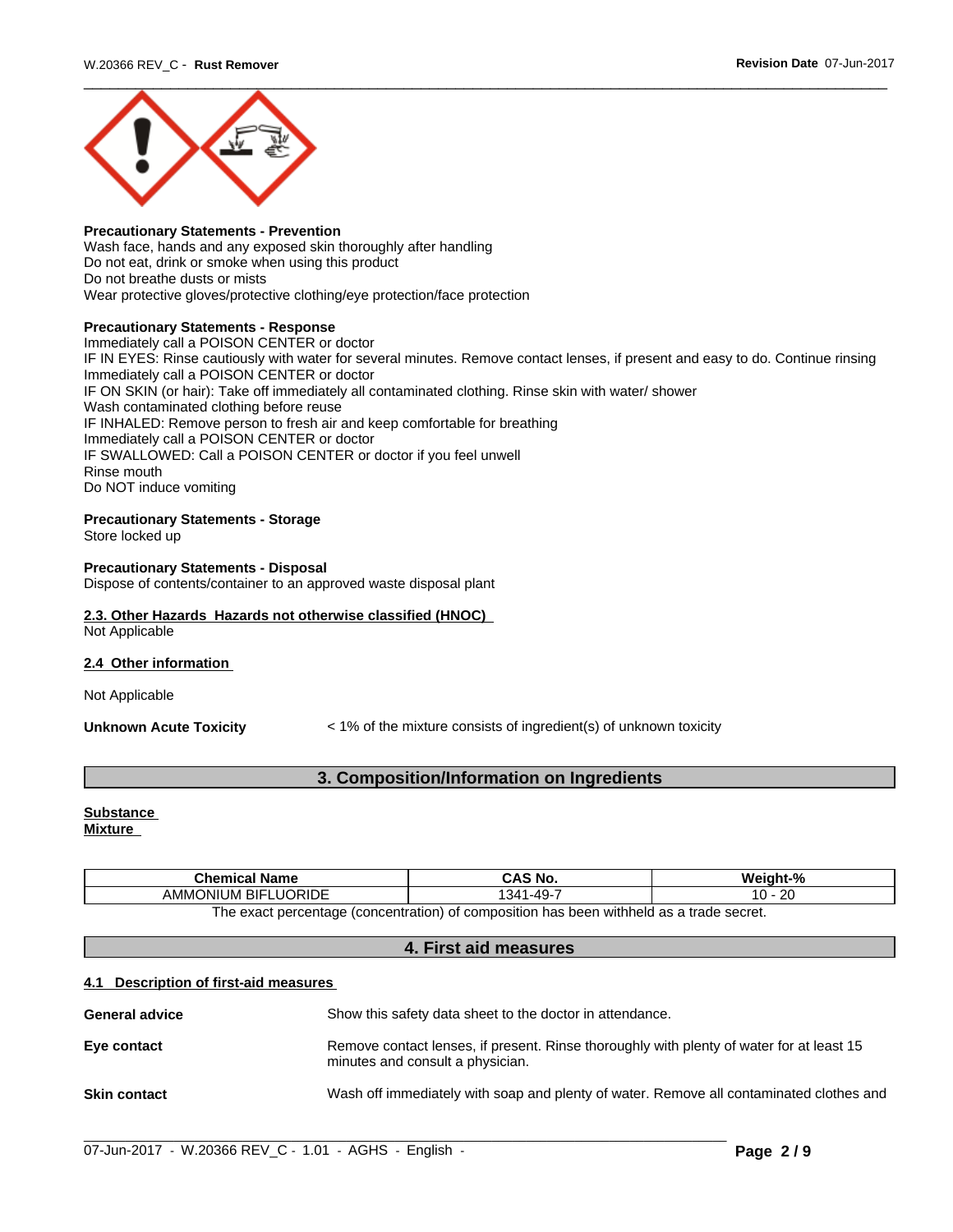**Precautionary Statements - Prevention**
Wash face, hands and any exposed skin thoroughly after handling
Do not eat, drink or smoke when using this product
Do not breathe dusts or mists
Wear protective gloves/protective clothing/eye protection/face protection

**Precautionary Statements - Response**
Immediately call a POISON CENTER or doctor
IF IN EYES: Rinse cautiously with water for several minutes. Remove contact lenses, if present and easy to do. Continue rinsing
Immediately call a POISON CENTER or doctor
IF ON SKIN (or hair): Take off immediately all contaminated clothing. Rinse skin with water/ shower
Wash contaminated clothing before reuse
IF INHALED: Remove person to fresh air and keep comfortable for breathing
Immediately call a POISON CENTER or doctor
IF SWALLOWED: Call a POISON CENTER or doctor if you feel unwell
Rinse mouth
Do NOT induce vomiting

**Precautionary Statements - Storage**
Store locked up

**Precautionary Statements - Disposal**
Dispose of contents/container to an approved waste disposal plant

### 2.3. Other Hazards Hazards not otherwise classified (HNOC)

Not Applicable

### 2.4 Other information

Not Applicable

**Unknown Acute Toxicity** < 1% of the mixture consists of ingredient(s) of unknown toxicity

## 3. Composition/Information on Ingredients

**Substance**
**Mixture**

| Chemical Name | CAS No. | Weight-% |
|---|---|---|
| AMMONIUM BIFLUORIDE | 1341-49-7 | 10 - 20 |

The exact percentage (concentration) of composition has been withheld as a trade secret.

## 4. First aid measures

### 4.1 Description of first-aid measures

**General advice** Show this safety data sheet to the doctor in attendance.

**Eye contact** Remove contact lenses, if present. Rinse thoroughly with plenty of water for at least 15 minutes and consult a physician.

**Skin contact** Wash off immediately with soap and plenty of water. Remove all contaminated clothes and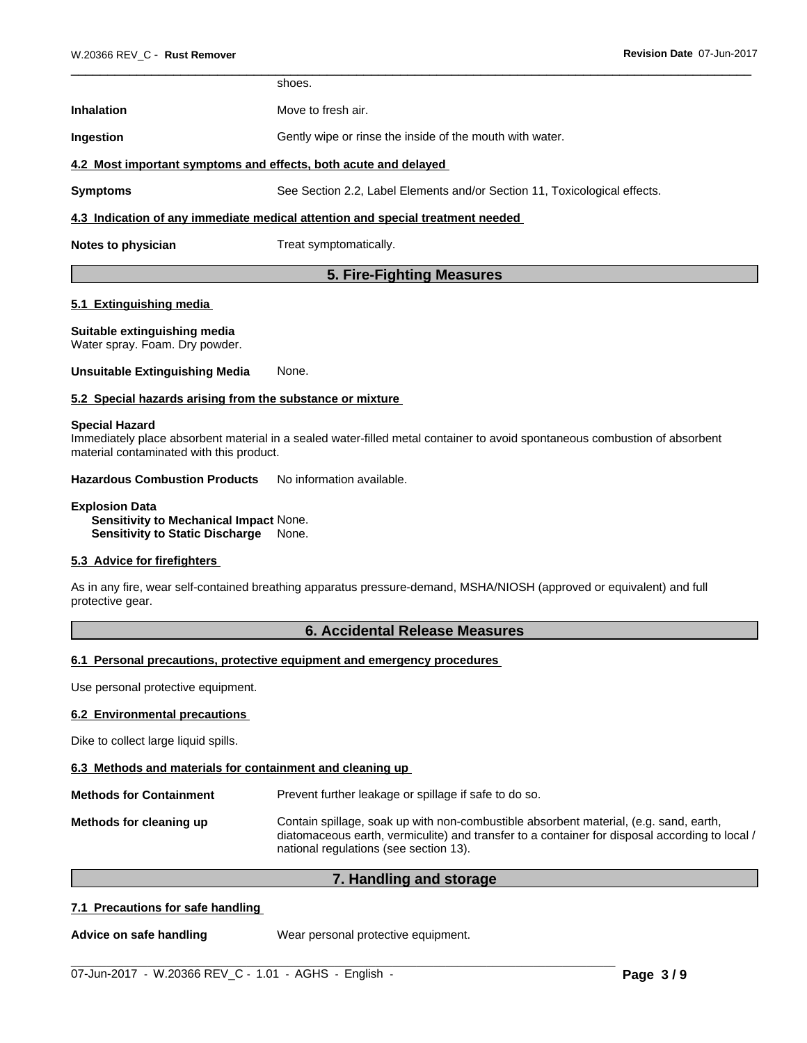shoes.

**Inhalation** Move to fresh air.

**Ingestion** Gently wipe or rinse the inside of the mouth with water.

### 4.2 Most important symptoms and effects, both acute and delayed

**Symptoms** See Section 2.2, Label Elements and/or Section 11, Toxicological effects.

### 4.3 Indication of any immediate medical attention and special treatment needed

**Notes to physician** Treat symptomatically.

## 5. Fire-Fighting Measures

### 5.1 Extinguishing media

**Suitable extinguishing media**
Water spray. Foam. Dry powder.

**Unsuitable Extinguishing Media** None.

### 5.2 Special hazards arising from the substance or mixture

**Special Hazard**
Immediately place absorbent material in a sealed water-filled metal container to avoid spontaneous combustion of absorbent material contaminated with this product.

**Hazardous Combustion Products** No information available.

**Explosion Data**
**Sensitivity to Mechanical Impact** None.
**Sensitivity to Static Discharge** None.

### 5.3 Advice for firefighters

As in any fire, wear self-contained breathing apparatus pressure-demand, MSHA/NIOSH (approved or equivalent) and full protective gear.

## 6. Accidental Release Measures

### 6.1 Personal precautions, protective equipment and emergency procedures

Use personal protective equipment.

### 6.2 Environmental precautions

Dike to collect large liquid spills.

### 6.3 Methods and materials for containment and cleaning up

**Methods for Containment** Prevent further leakage or spillage if safe to do so.

**Methods for cleaning up** Contain spillage, soak up with non-combustible absorbent material, (e.g. sand, earth, diatomaceous earth, vermiculite) and transfer to a container for disposal according to local / national regulations (see section 13).

## 7. Handling and storage

### 7.1 Precautions for safe handling

**Advice on safe handling** Wear personal protective equipment.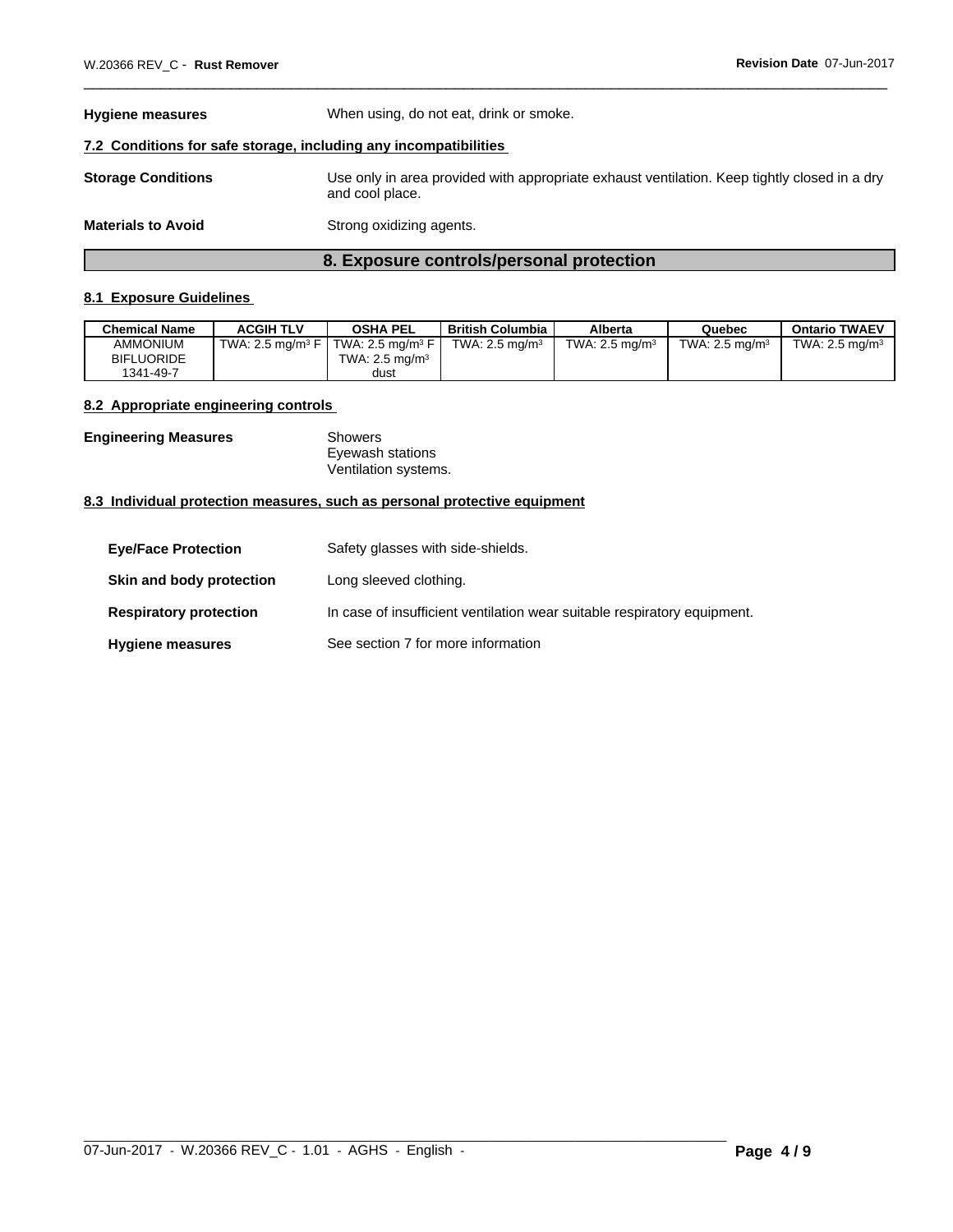**Hygiene measures** When using, do not eat, drink or smoke.

### 7.2 Conditions for safe storage, including any incompatibilities

**Storage Conditions** Use only in area provided with appropriate exhaust ventilation. Keep tightly closed in a dry and cool place.

**Materials to Avoid** Strong oxidizing agents.

## 8. Exposure controls/personal protection

### 8.1 Exposure Guidelines

| Chemical Name | ACGIH TLV | OSHA PEL | British Columbia | Alberta | Quebec | Ontario TWAEV |
|---|---|---|---|---|---|---|
| AMMONIUM BIFLUORIDE 1341-49-7 | TWA: 2.5 mg/m³ F | TWA: 2.5 mg/m³ F TWA: 2.5 mg/m³ dust | TWA: 2.5 mg/m³ | TWA: 2.5 mg/m³ | TWA: 2.5 mg/m³ | TWA: 2.5 mg/m³ |

### 8.2 Appropriate engineering controls

**Engineering Measures** Showers
Eyewash stations
Ventilation systems.

### 8.3 Individual protection measures, such as personal protective equipment

**Eye/Face Protection** Safety glasses with side-shields.

**Skin and body protection** Long sleeved clothing.

**Respiratory protection** In case of insufficient ventilation wear suitable respiratory equipment.

**Hygiene measures** See section 7 for more information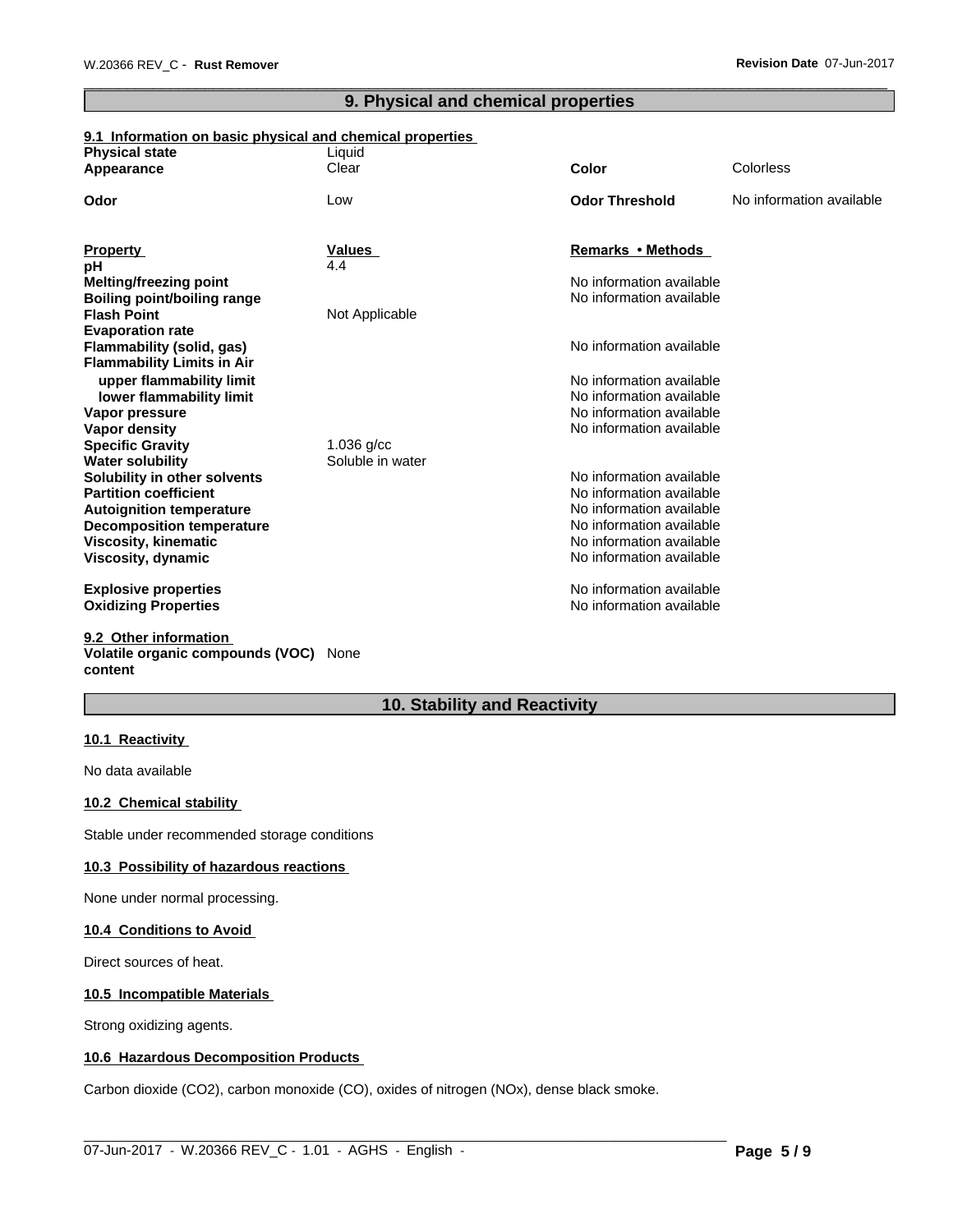## 9. Physical and chemical properties

### 9.1 Information on basic physical and chemical properties

| | | | |
|---|---|---|---|
| **Physical state** | Liquid | | |
| **Appearance** | Clear | **Color** | Colorless |
| **Odor** | Low | **Odor Threshold** | No information available |

| Property | Values | Remarks • Methods |
|---|---|---|
| **pH** | 4.4 | |
| **Melting/freezing point** | | No information available |
| **Boiling point/boiling range** | | No information available |
| **Flash Point** | Not Applicable | |
| **Evaporation rate** | | |
| **Flammability (solid, gas)** | | No information available |
| **Flammability Limits in Air** | | |
| **upper flammability limit** | | No information available |
| **lower flammability limit** | | No information available |
| **Vapor pressure** | | No information available |
| **Vapor density** | | No information available |
| **Specific Gravity** | 1.036 g/cc | |
| **Water solubility** | Soluble in water | |
| **Solubility in other solvents** | | No information available |
| **Partition coefficient** | | No information available |
| **Autoignition temperature** | | No information available |
| **Decomposition temperature** | | No information available |
| **Viscosity, kinematic** | | No information available |
| **Viscosity, dynamic** | | No information available |
| **Explosive properties** | | No information available |
| **Oxidizing Properties** | | No information available |

### 9.2 Other information

**Volatile organic compounds (VOC) content** None

## 10. Stability and Reactivity

### 10.1 Reactivity

No data available

### 10.2 Chemical stability

Stable under recommended storage conditions

### 10.3 Possibility of hazardous reactions

None under normal processing.

### 10.4 Conditions to Avoid

Direct sources of heat.

### 10.5 Incompatible Materials

Strong oxidizing agents.

### 10.6 Hazardous Decomposition Products

Carbon dioxide ($CO_2$), carbon monoxide (CO), oxides of nitrogen ($NO_x$), dense black smoke.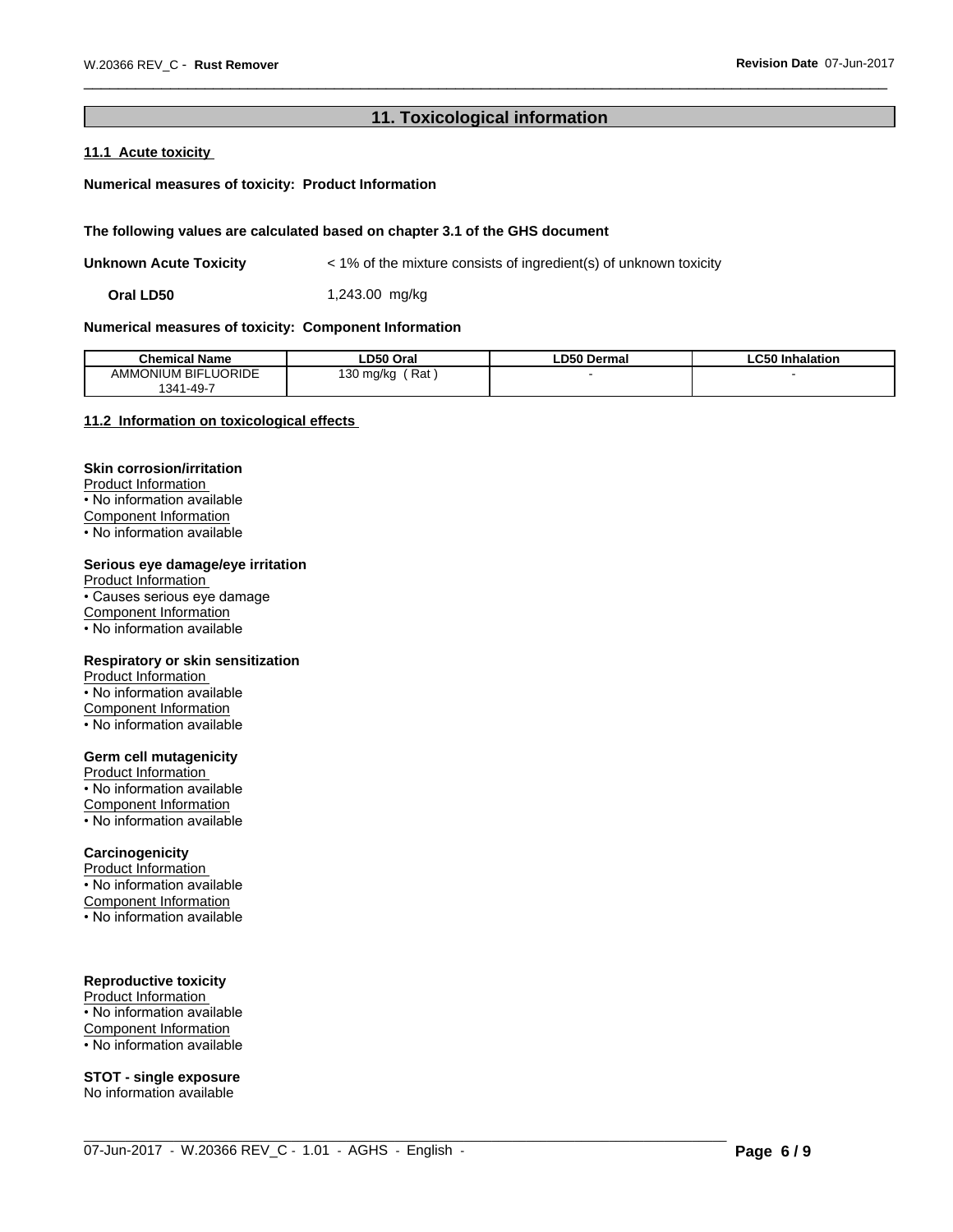## 11. Toxicological information

### 11.1 Acute toxicity

**Numerical measures of toxicity: Product Information**

**The following values are calculated based on chapter 3.1 of the GHS document**

**Unknown Acute Toxicity** < 1% of the mixture consists of ingredient(s) of unknown toxicity

**Oral LD50** 1,243.00 mg/kg

**Numerical measures of toxicity: Component Information**

| Chemical Name | LD50 Oral | LD50 Dermal | LC50 Inhalation |
|---|---|---|---|
| AMMONIUM BIFLUORIDE 1341-49-7 | 130 mg/kg ( Rat ) | - | - |

### 11.2 Information on toxicological effects

**Skin corrosion/irritation**
Product Information
• No information available
Component Information
• No information available

**Serious eye damage/eye irritation**
Product Information
• Causes serious eye damage
Component Information
• No information available

**Respiratory or skin sensitization**
Product Information
• No information available
Component Information
• No information available

**Germ cell mutagenicity**
Product Information
• No information available
Component Information
• No information available

**Carcinogenicity**
Product Information
• No information available
Component Information
• No information available

**Reproductive toxicity**
Product Information
• No information available
Component Information
• No information available

**STOT - single exposure**
No information available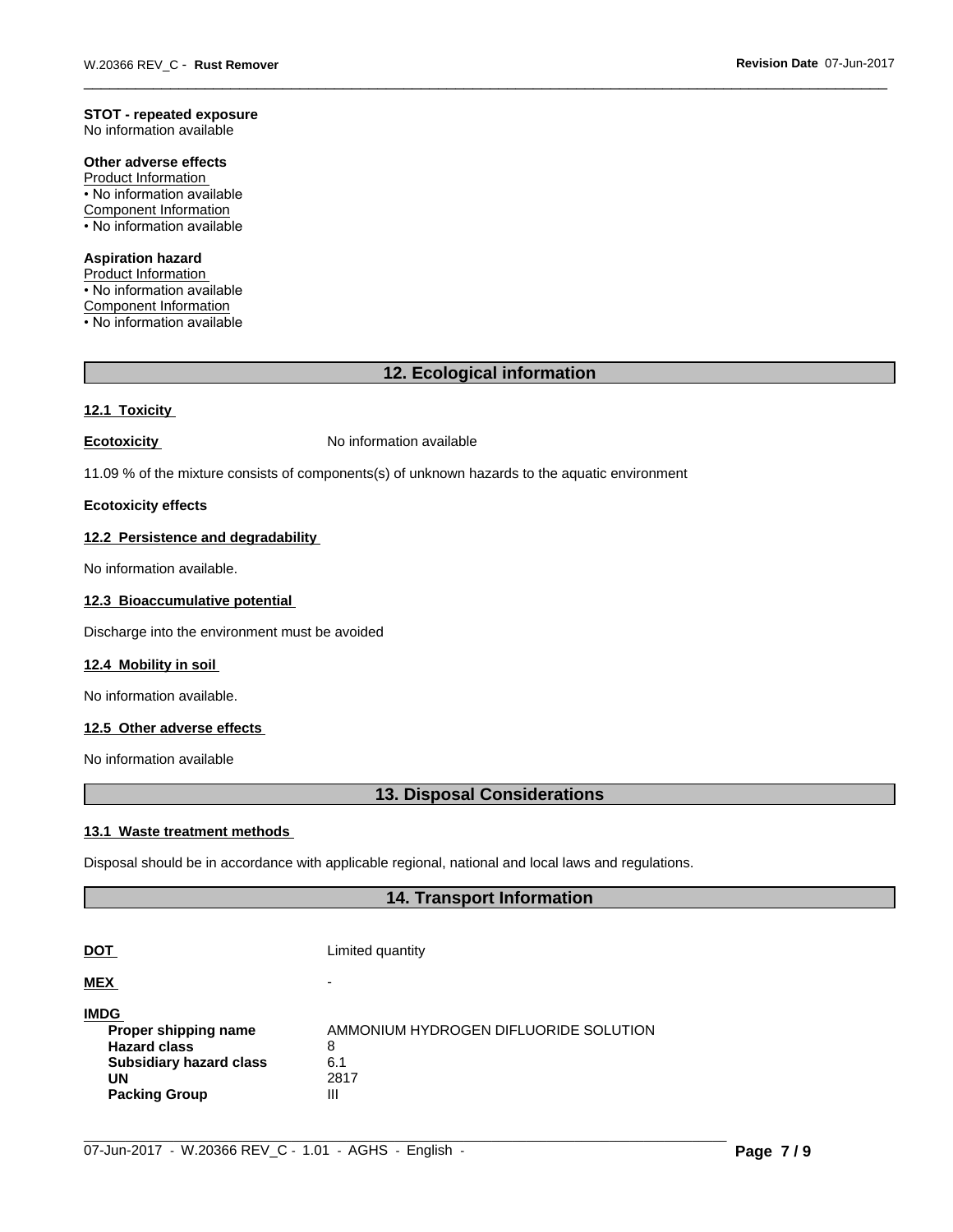**STOT - repeated exposure**
No information available

**Other adverse effects**
Product Information
• No information available
Component Information
• No information available

**Aspiration hazard**
Product Information
• No information available
Component Information
• No information available

## 12. Ecological information

### 12.1 Toxicity

**Ecotoxicity** No information available

11.09 % of the mixture consists of components(s) of unknown hazards to the aquatic environment

**Ecotoxicity effects**

### 12.2 Persistence and degradability

No information available.

### 12.3 Bioaccumulative potential

Discharge into the environment must be avoided

### 12.4 Mobility in soil

No information available.

### 12.5 Other adverse effects

No information available

## 13. Disposal Considerations

### 13.1 Waste treatment methods

Disposal should be in accordance with applicable regional, national and local laws and regulations.

## 14. Transport Information

**DOT** Limited quantity

**MEX** -

**IMDG**

| | |
|---|---|
| **Proper shipping name** | AMMONIUM HYDROGEN DIFLUORIDE SOLUTION |
| **Hazard class** | 8 |
| **Subsidiary hazard class** | 6.1 |
| **UN** | 2817 |
| **Packing Group** | III |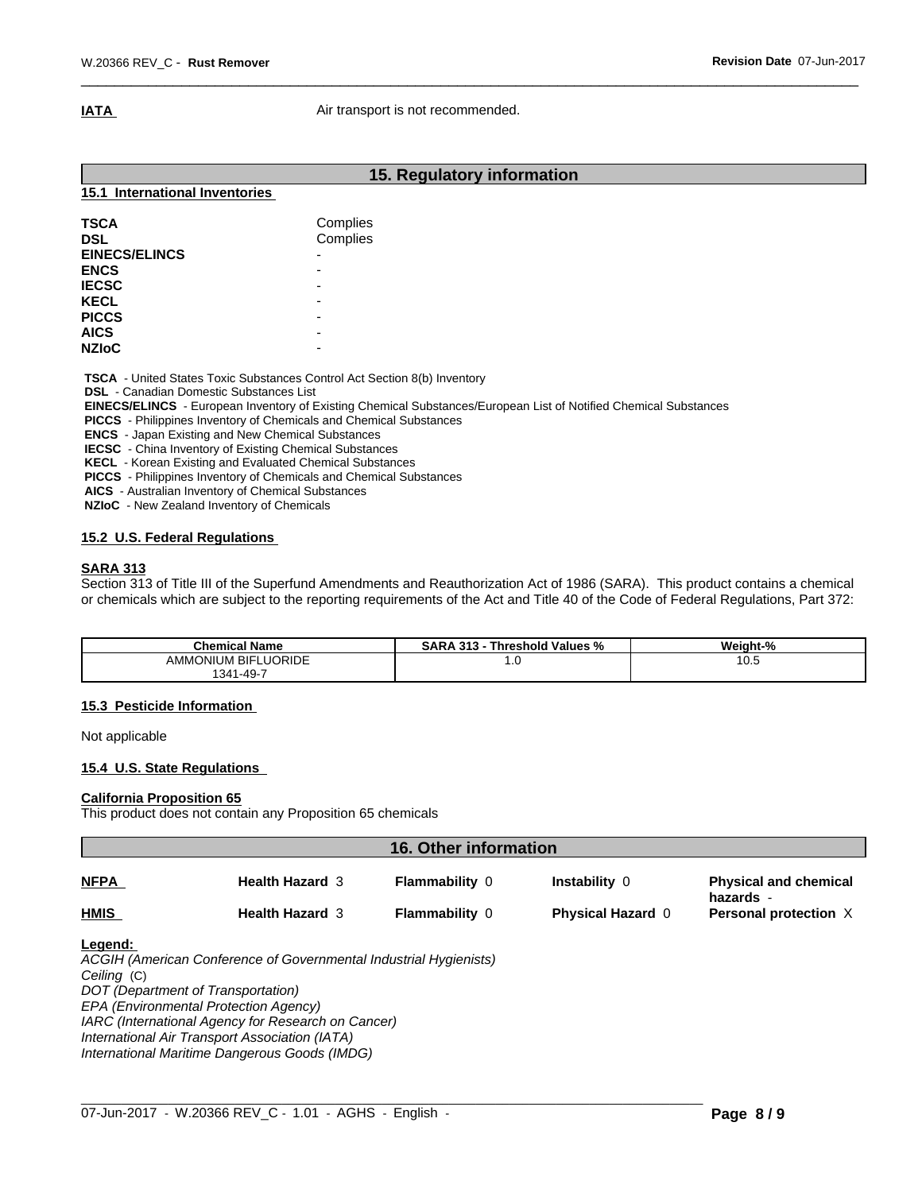**IATA** Air transport is not recommended.

## 15. Regulatory information

### 15.1 International Inventories

| | |
|---|---|
| **TSCA** | Complies |
| **DSL** | Complies |
| **EINECS/ELINCS** | - |
| **ENCS** | - |
| **IECSC** | - |
| **KECL** | - |
| **PICCS** | - |
| **AICS** | - |
| **NZIoC** | - |

**TSCA** - United States Toxic Substances Control Act Section 8(b) Inventory
**DSL** - Canadian Domestic Substances List
**EINECS/ELINCS** - European Inventory of Existing Chemical Substances/European List of Notified Chemical Substances
**PICCS** - Philippines Inventory of Chemicals and Chemical Substances
**ENCS** - Japan Existing and New Chemical Substances
**IECSC** - China Inventory of Existing Chemical Substances
**KECL** - Korean Existing and Evaluated Chemical Substances
**PICCS** - Philippines Inventory of Chemicals and Chemical Substances
**AICS** - Australian Inventory of Chemical Substances
**NZIoC** - New Zealand Inventory of Chemicals

### 15.2 U.S. Federal Regulations

**SARA 313**
Section 313 of Title III of the Superfund Amendments and Reauthorization Act of 1986 (SARA). This product contains a chemical or chemicals which are subject to the reporting requirements of the Act and Title 40 of the Code of Federal Regulations, Part 372:

| Chemical Name | SARA 313 - Threshold Values % | Weight-% |
|---|---|---|
| AMMONIUM BIFLUORIDE 1341-49-7 | 1.0 | 10.5 |

### 15.3 Pesticide Information

Not applicable

### 15.4 U.S. State Regulations

**California Proposition 65**
This product does not contain any Proposition 65 chemicals

## 16. Other information

| | | | | |
|---|---|---|---|---|
| **NFPA** | **Health Hazard** 3 | **Flammability** 0 | **Instability** 0 | **Physical and chemical hazards** - |
| **HMIS** | **Health Hazard** 3 | **Flammability** 0 | **Physical Hazard** 0 | **Personal protection** X |

**Legend:**
*ACGIH (American Conference of Governmental Industrial Hygienists)*
*Ceiling* (C)
*DOT (Department of Transportation)*
*EPA (Environmental Protection Agency)*
*IARC (International Agency for Research on Cancer)*
*International Air Transport Association (IATA)*
*International Maritime Dangerous Goods (IMDG)*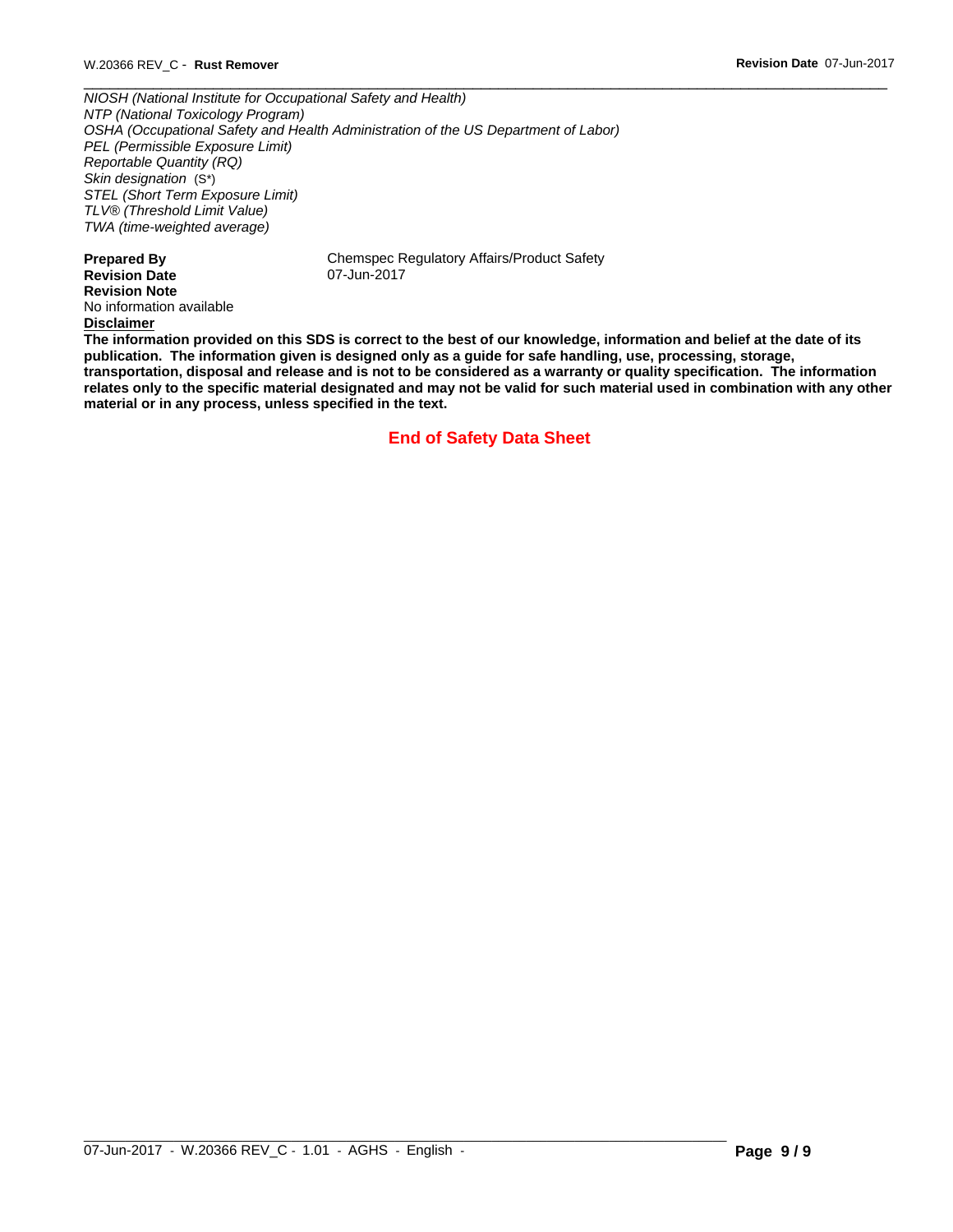*NIOSH (National Institute for Occupational Safety and Health)*
*NTP (National Toxicology Program)*
*OSHA (Occupational Safety and Health Administration of the US Department of Labor)*
*PEL (Permissible Exposure Limit)*
*Reportable Quantity (RQ)*
*Skin designation* (S*)
*STEL (Short Term Exposure Limit)*
*TLV® (Threshold Limit Value)*
*TWA (time-weighted average)*

| | |
|---|---|
| **Prepared By** | Chemspec Regulatory Affairs/Product Safety |
| **Revision Date** | 07-Jun-2017 |

**Revision Note**
No information available

**Disclaimer**

**The information provided on this SDS is correct to the best of our knowledge, information and belief at the date of its publication. The information given is designed only as a guide for safe handling, use, processing, storage, transportation, disposal and release and is not to be considered as a warranty or quality specification. The information relates only to the specific material designated and may not be valid for such material used in combination with any other material or in any process, unless specified in the text.**

**End of Safety Data Sheet**